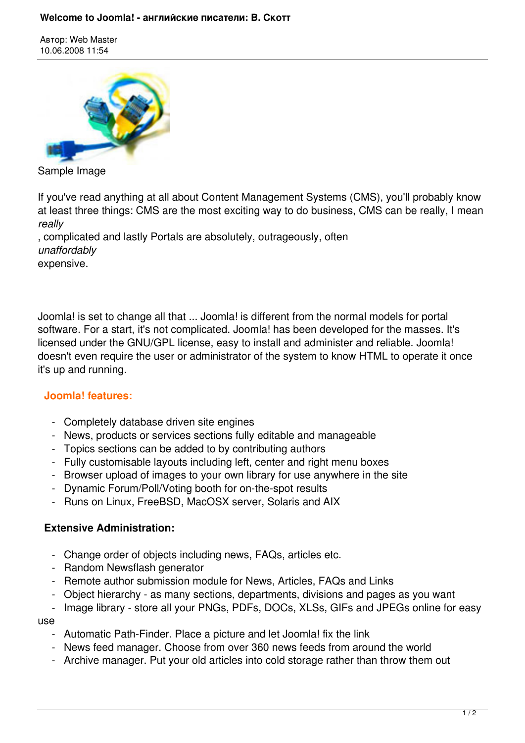# Welcome to Joomla! - английские писатели: В. Скотт

Автор: Web Master
10.06.2008 11:54

Sample Image

If you've read anything at all about Content Management Systems (CMS), you'll probably know at least three things: CMS are the most exciting way to do business, CMS can be really, I mean *really*, complicated and lastly Portals are absolutely, outrageously, often *unaffordably* expensive.

Joomla! is set to change all that ... Joomla! is different from the normal models for portal software. For a start, it's not complicated. Joomla! has been developed for the masses. It's licensed under the GNU/GPL license, easy to install and administer and reliable. Joomla! doesn't even require the user or administrator of the system to know HTML to operate it once it's up and running.

### Joomla! features:

- Completely database driven site engines
- News, products or services sections fully editable and manageable
- Topics sections can be added to by contributing authors
- Fully customisable layouts including left, center and right menu boxes
- Browser upload of images to your own library for use anywhere in the site
- Dynamic Forum/Poll/Voting booth for on-the-spot results
- Runs on Linux, FreeBSD, MacOSX server, Solaris and AIX

### Extensive Administration:

- Change order of objects including news, FAQs, articles etc.
- Random Newsflash generator
- Remote author submission module for News, Articles, FAQs and Links
- Object hierarchy - as many sections, departments, divisions and pages as you want
- Image library - store all your PNGs, PDFs, DOCs, XLSs, GIFs and JPEGs online for easy use
- Automatic Path-Finder. Place a picture and let Joomla! fix the link
- News feed manager. Choose from over 360 news feeds from around the world
- Archive manager. Put your old articles into cold storage rather than throw them out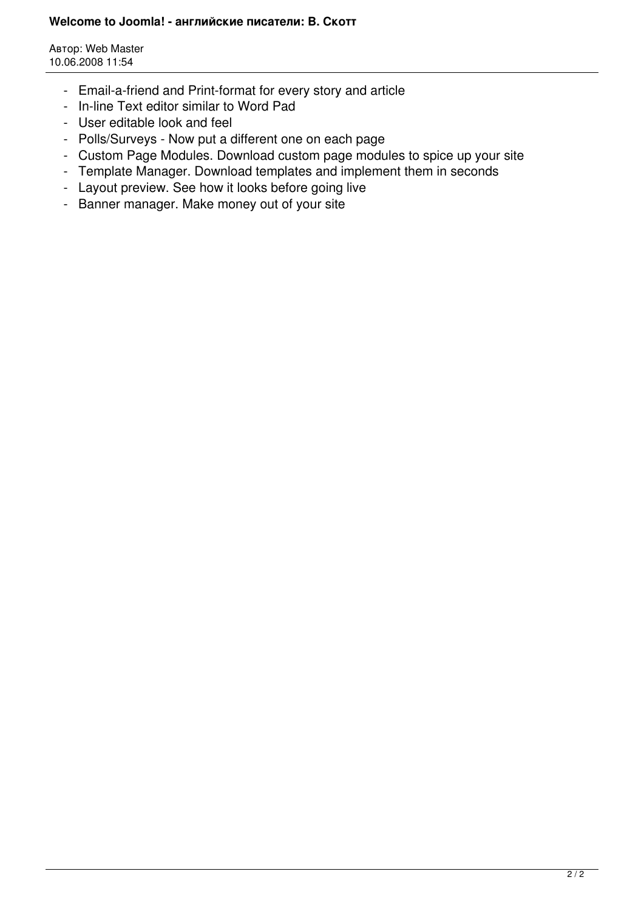- Email-a-friend and Print-format for every story and article
- In-line Text editor similar to Word Pad
- User editable look and feel
- Polls/Surveys - Now put a different one on each page
- Custom Page Modules. Download custom page modules to spice up your site
- Template Manager. Download templates and implement them in seconds
- Layout preview. See how it looks before going live
- Banner manager. Make money out of your site